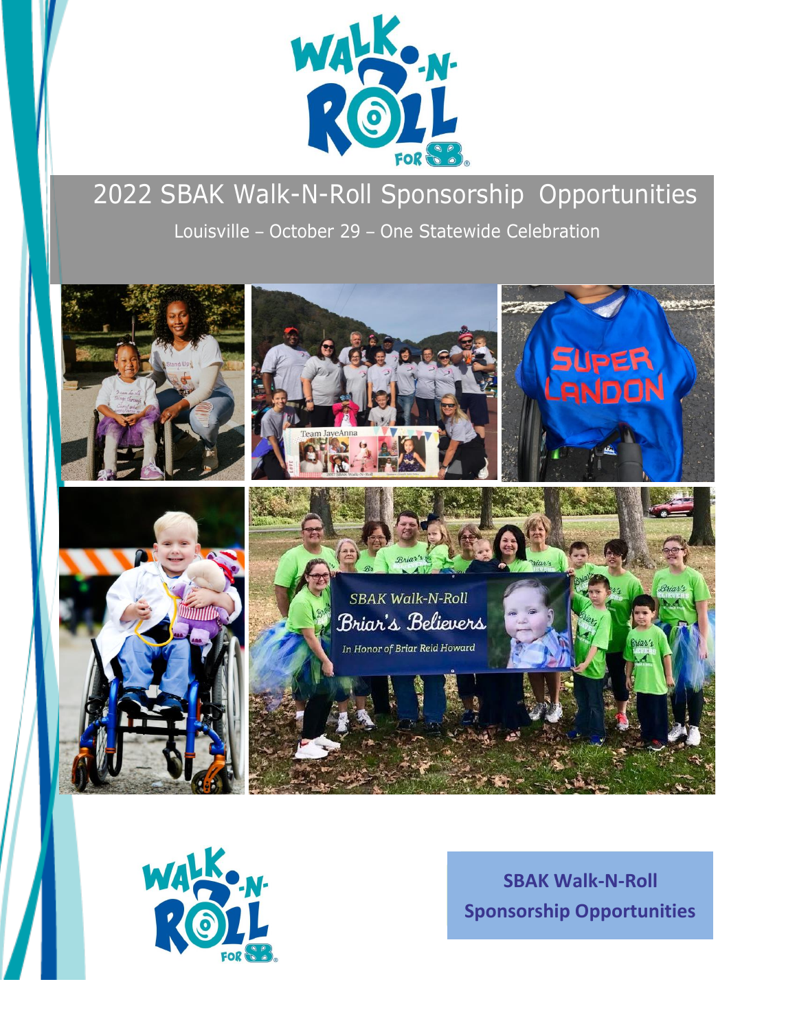# 2022 SBAK Walk-N-Roll Sponsorship Opportunities

Louisville – October 29 – One Statewide Celebration

**SBAK Walk-N-Roll Sponsorship Opportunities**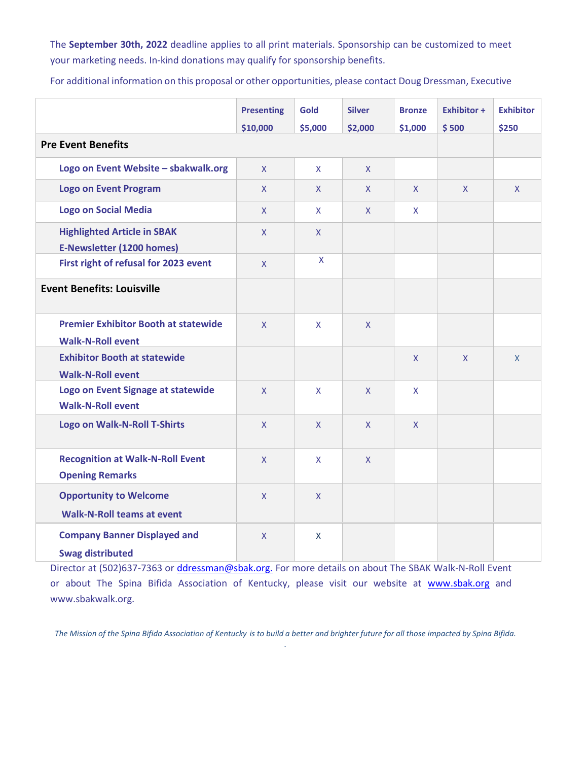The **September 30th, 2022** deadline applies to all print materials. Sponsorship can be customized to meet your marketing needs. In-kind donations may qualify for sponsorship benefits.

For additional information on this proposal or other opportunities, please contact Doug Dressman, Executive

| | Presenting $10,000 | Gold $5,000 | Silver $2,000 | Bronze $1,000 | Exhibitor + $ 500 | Exhibitor $250 |
|---|---|---|---|---|---|---|
| **Pre Event Benefits** | | | | | | |
| Logo on Event Website – sbakwalk.org | X | X | X | | | |
| Logo on Event Program | X | X | X | X | X | X |
| Logo on Social Media | X | X | X | X | | |
| Highlighted Article in SBAK E-Newsletter (1200 homes) | X | X | | | | |
| First right of refusal for 2023 event | X | X | | | | |
| **Event Benefits: Louisville** | | | | | | |
| Premier Exhibitor Booth at statewide Walk-N-Roll event | X | X | X | | | |
| Exhibitor Booth at statewide Walk-N-Roll event | | | | X | X | X |
| Logo on Event Signage at statewide Walk-N-Roll event | X | X | X | X | | |
| Logo on Walk-N-Roll T-Shirts | X | X | X | X | | |
| Recognition at Walk-N-Roll Event Opening Remarks | X | X | X | | | |
| Opportunity to Welcome Walk-N-Roll teams at event | X | X | | | | |
| Company Banner Displayed and Swag distributed | X | X | | | | |

Director at (502)637-7363 or ddressman@sbak.org. For more details on about The SBAK Walk-N-Roll Event or about The Spina Bifida Association of Kentucky, please visit our website at www.sbak.org and www.sbakwalk.org.

*The Mission of the Spina Bifida Association of Kentucky is to build a better and brighter future for all those impacted by Spina Bifida.*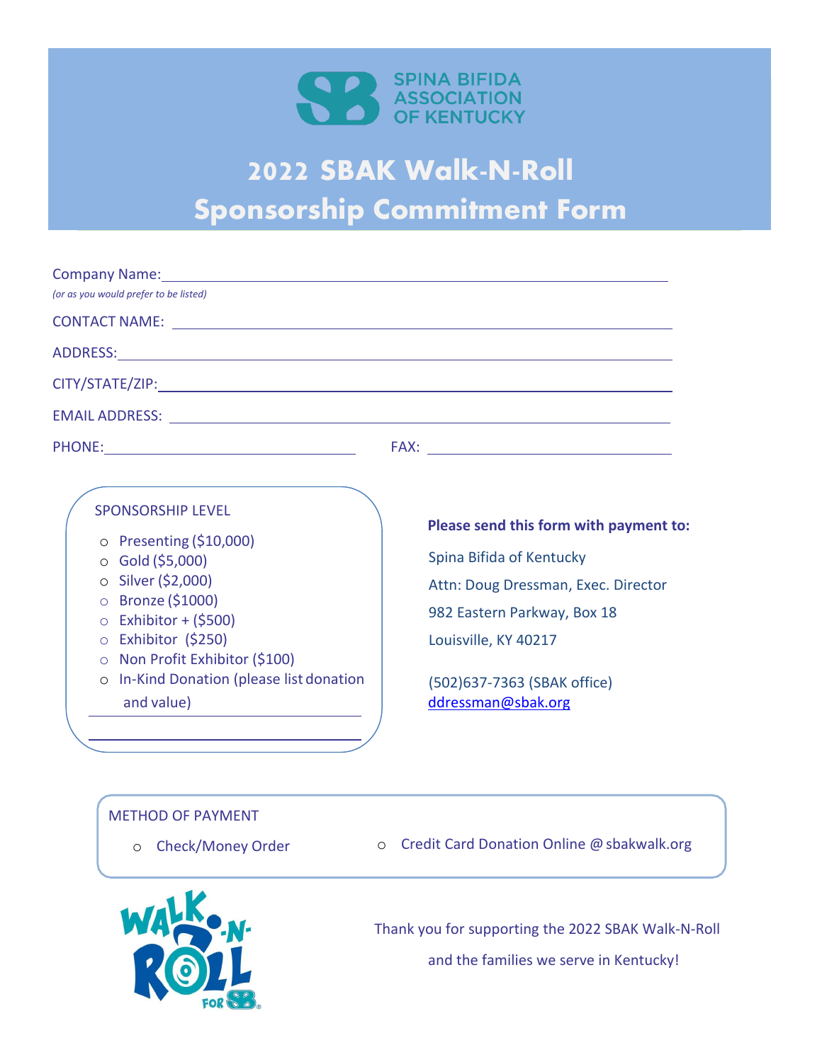SPINA BIFIDA ASSOCIATION OF KENTUCKY

# 2022 SBAK Walk-N-Roll
# Sponsorship Commitment Form

Company Name: ______________________________
*(or as you would prefer to be listed)*

CONTACT NAME: ______________________________

ADDRESS: ______________________________

CITY/STATE/ZIP: ______________________________

EMAIL ADDRESS: ______________________________

PHONE: ______________________ FAX: ______________________

SPONSORSHIP LEVEL

- ○ Presenting ($10,000)
- ○ Gold ($5,000)
- ○ Silver ($2,000)
- ○ Bronze ($1000)
- ○ Exhibitor + ($500)
- ○ Exhibitor ($250)
- ○ Non Profit Exhibitor ($100)
- ○ In-Kind Donation (please list donation and value)

______________________________

______________________________

**Please send this form with payment to:**

Spina Bifida of Kentucky

Attn: Doug Dressman, Exec. Director

982 Eastern Parkway, Box 18

Louisville, KY 40217

(502)637-7363 (SBAK office)

ddressman@sbak.org

METHOD OF PAYMENT

- ○ Check/Money Order
- ○ Credit Card Donation Online @ sbakwalk.org

WALK-N-ROLL FOR SB

Thank you for supporting the 2022 SBAK Walk-N-Roll and the families we serve in Kentucky!